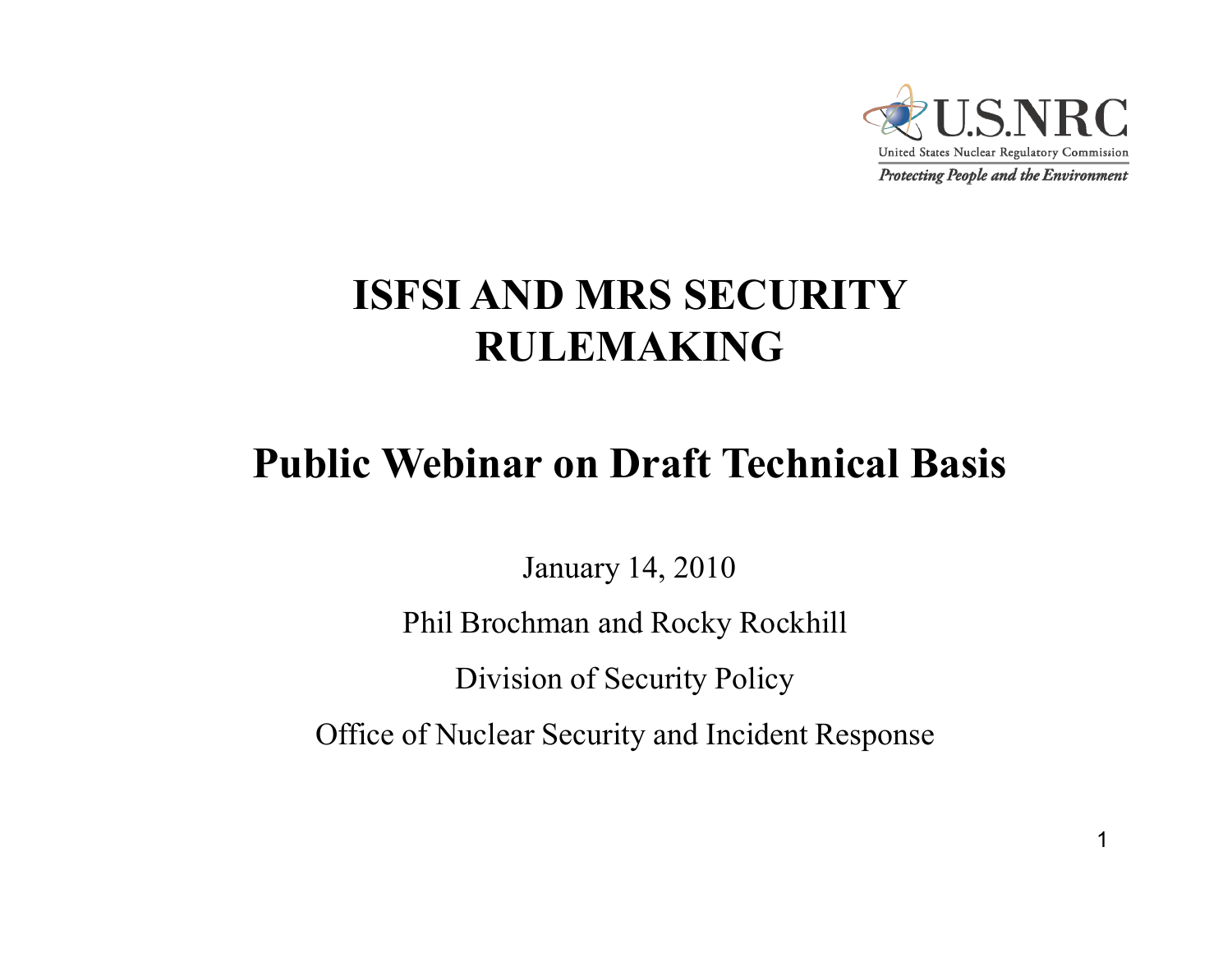U.S.NRC

United States Nuclear Regulatory Commission

*Protecting People and the Environment*

# ISFSI AND MRS SECURITY RULEMAKING

## Public Webinar on Draft Technical Basis

January 14, 2010

Phil Brochman and Rocky Rockhill

Division of Security Policy

Office of Nuclear Security and Incident Response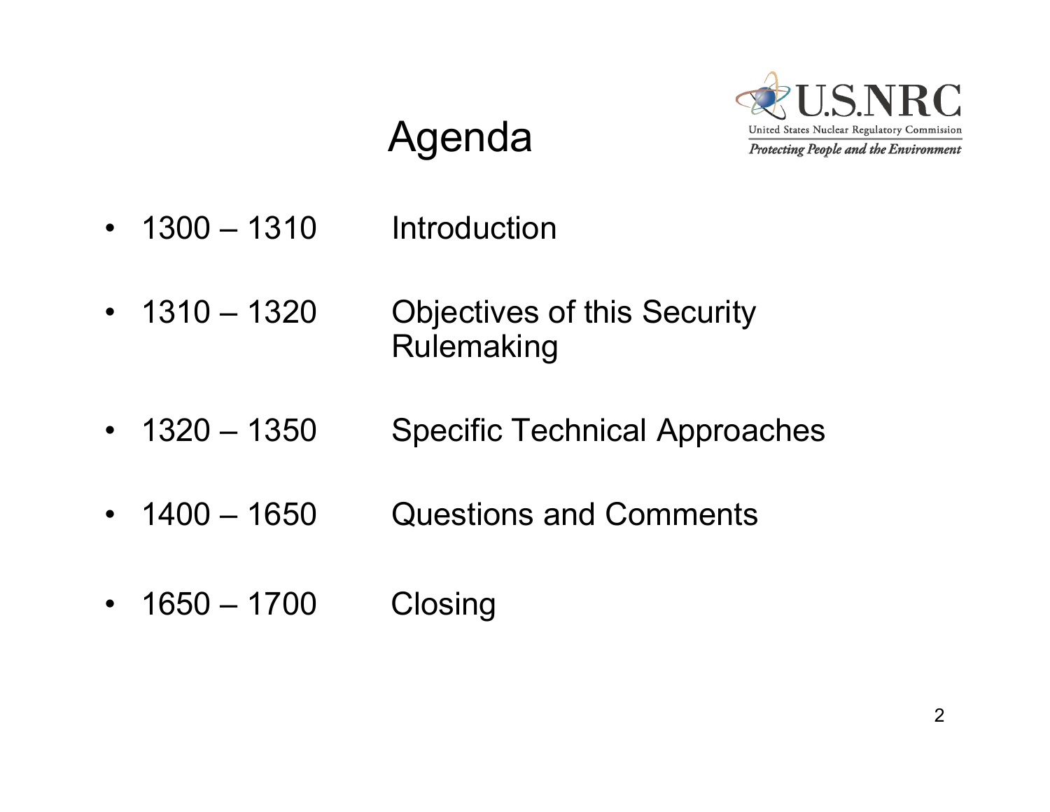# Agenda

- 1300 – 1310 Introduction
- 1310 – 1320 Objectives of this Security Rulemaking
- 1320 – 1350 Specific Technical Approaches
- 1400 – 1650 Questions and Comments
- 1650 – 1700 Closing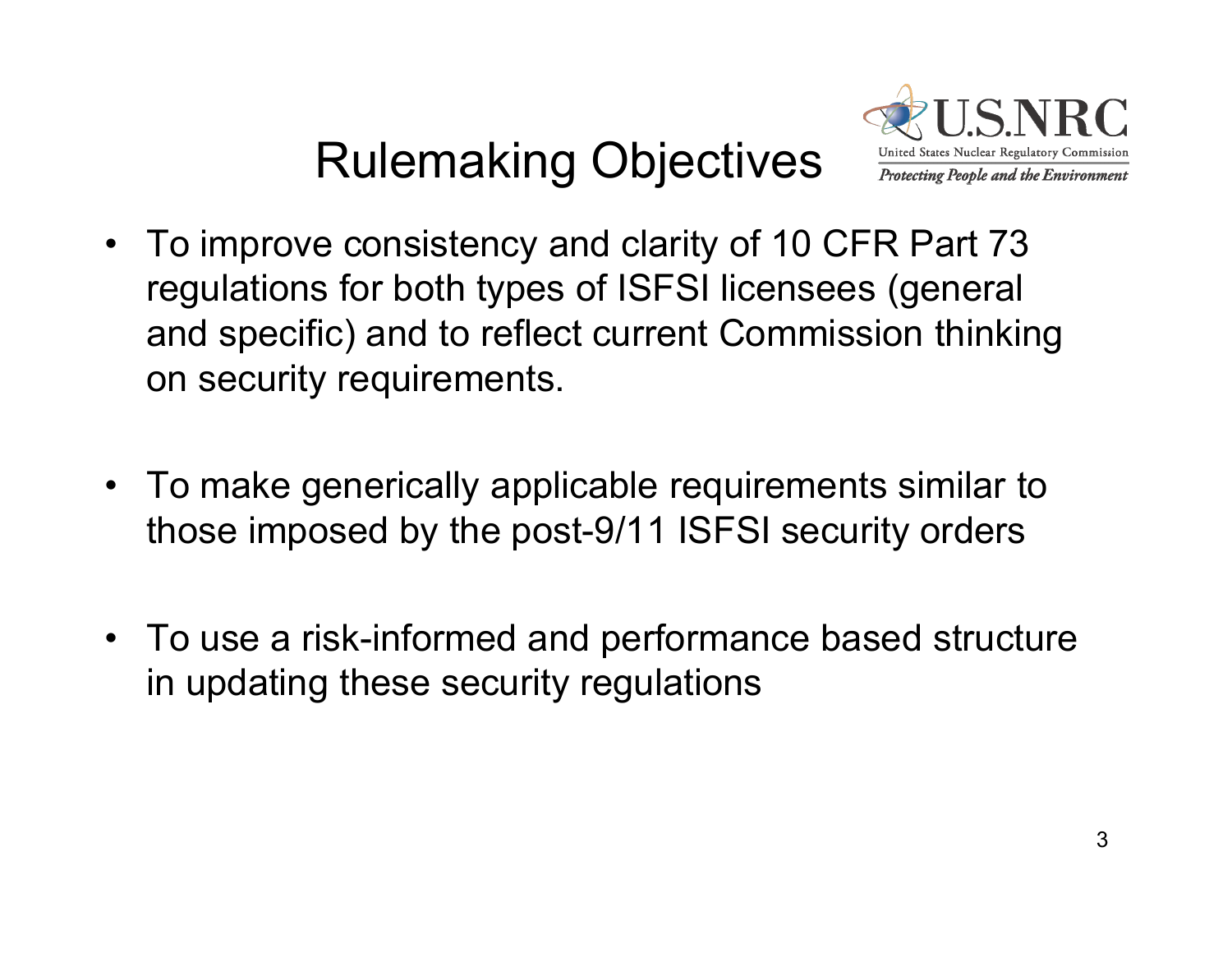# Rulemaking Objectives

- To improve consistency and clarity of 10 CFR Part 73 regulations for both types of ISFSI licensees (general and specific) and to reflect current Commission thinking on security requirements.

- To make generically applicable requirements similar to those imposed by the post-9/11 ISFSI security orders

- To use a risk-informed and performance based structure in updating these security regulations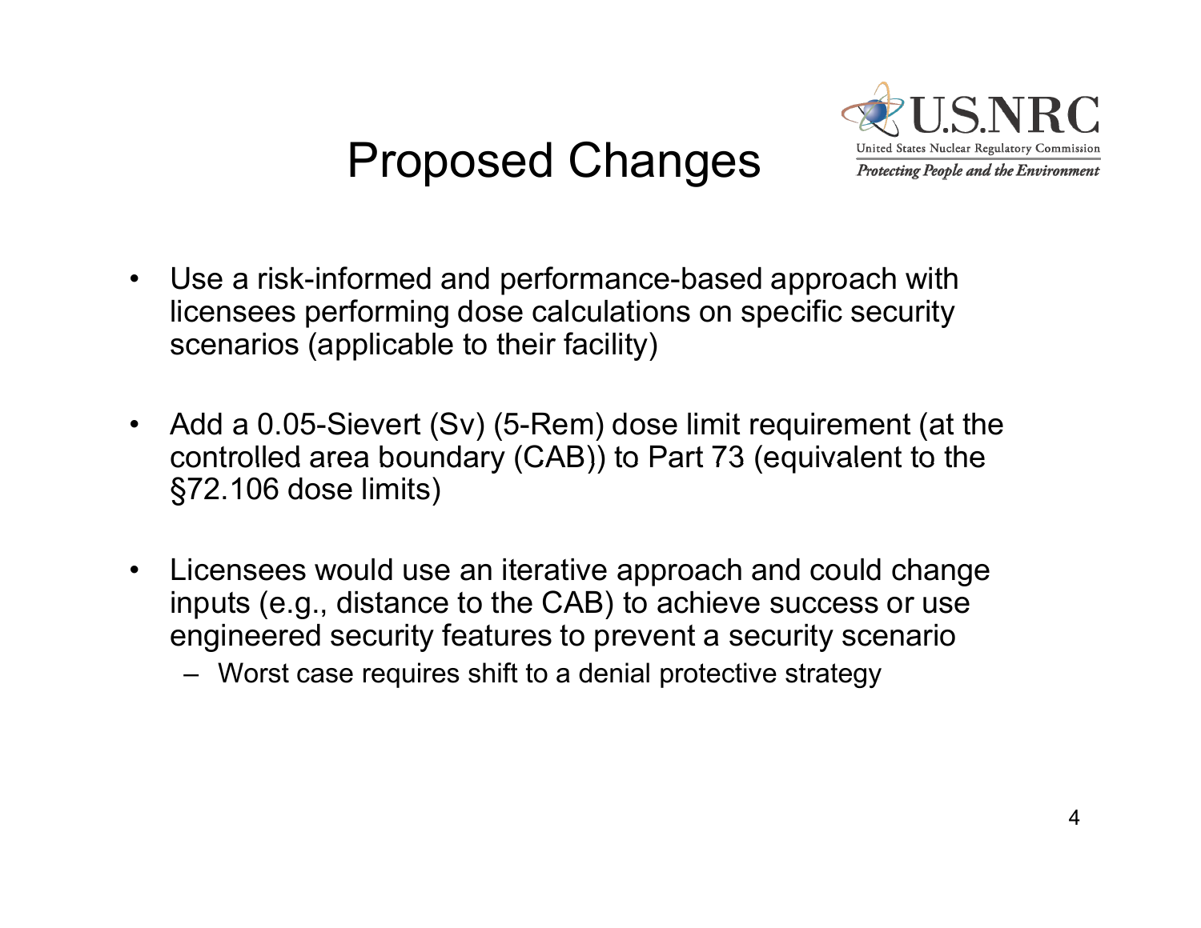# Proposed Changes

- Use a risk-informed and performance-based approach with licensees performing dose calculations on specific security scenarios (applicable to their facility)
- Add a 0.05-Sievert (Sv) (5-Rem) dose limit requirement (at the controlled area boundary (CAB)) to Part 73 (equivalent to the §72.106 dose limits)
- Licensees would use an iterative approach and could change inputs (e.g., distance to the CAB) to achieve success or use engineered security features to prevent a security scenario
  - Worst case requires shift to a denial protective strategy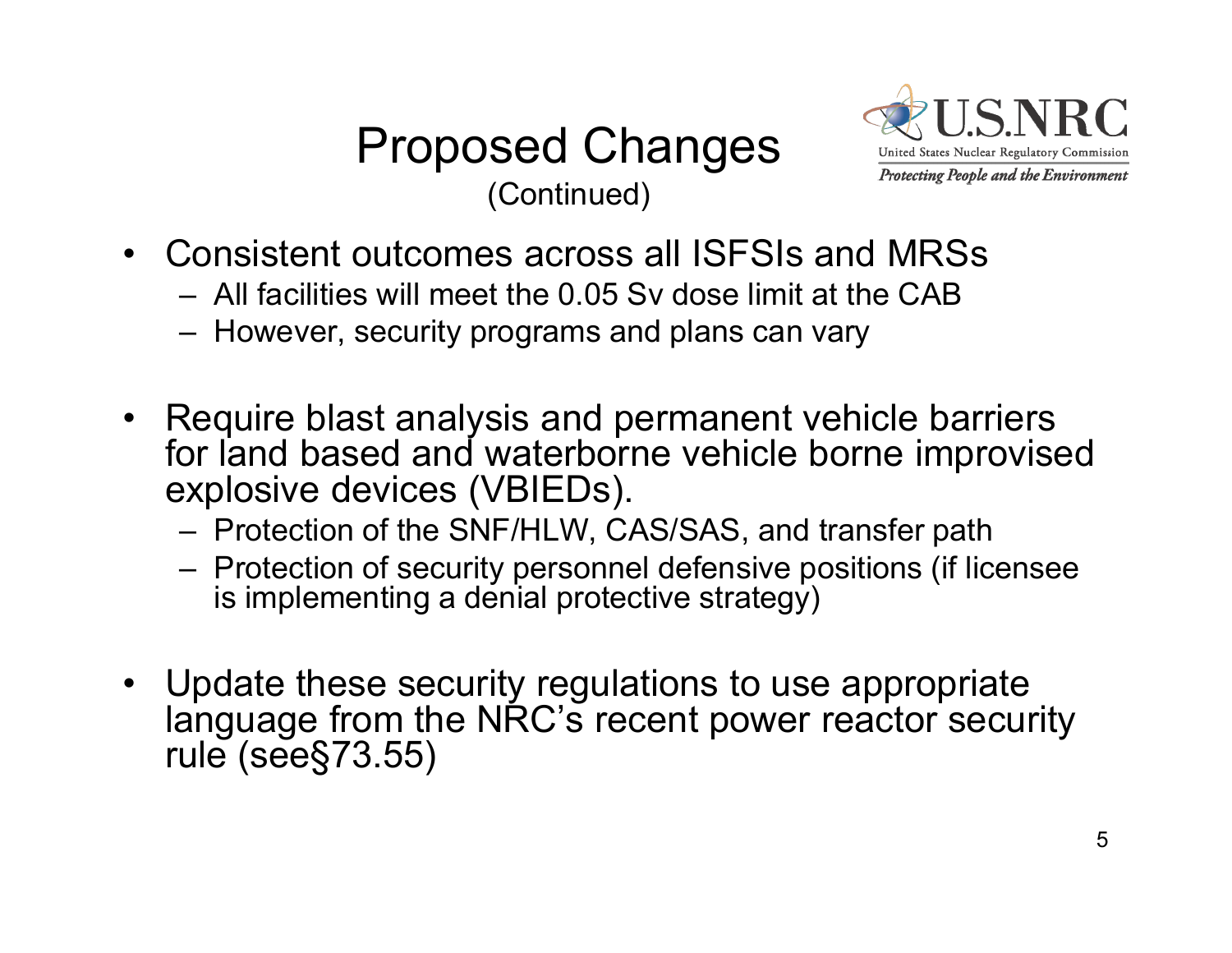# Proposed Changes

(Continued)

U.S.NRC
United States Nuclear Regulatory Commission
*Protecting People and the Environment*

- Consistent outcomes across all ISFSIs and MRSs
  - All facilities will meet the 0.05 Sv dose limit at the CAB
  - However, security programs and plans can vary
- Require blast analysis and permanent vehicle barriers for land based and waterborne vehicle borne improvised explosive devices (VBIEDs).
  - Protection of the SNF/HLW, CAS/SAS, and transfer path
  - Protection of security personnel defensive positions (if licensee is implementing a denial protective strategy)
- Update these security regulations to use appropriate language from the NRC's recent power reactor security rule (see§73.55)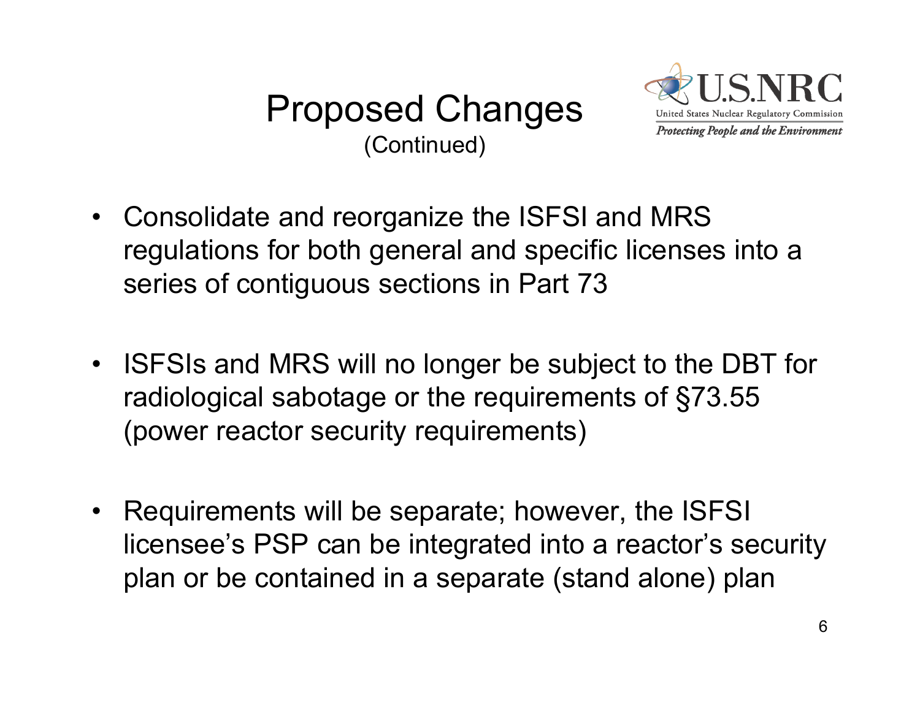# Proposed Changes
(Continued)

- Consolidate and reorganize the ISFSI and MRS regulations for both general and specific licenses into a series of contiguous sections in Part 73
- ISFSIs and MRS will no longer be subject to the DBT for radiological sabotage or the requirements of §73.55 (power reactor security requirements)
- Requirements will be separate; however, the ISFSI licensee's PSP can be integrated into a reactor's security plan or be contained in a separate (stand alone) plan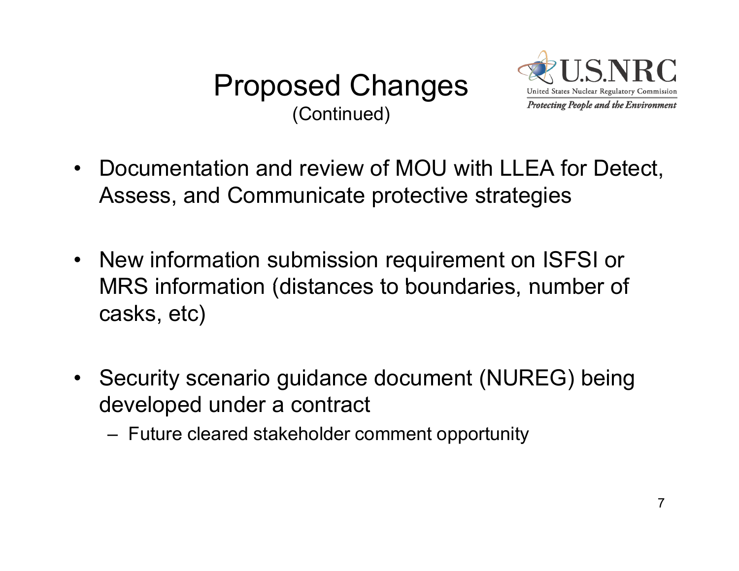# Proposed Changes
(Continued)

- Documentation and review of MOU with LLEA for Detect, Assess, and Communicate protective strategies
- New information submission requirement on ISFSI or MRS information (distances to boundaries, number of casks, etc)
- Security scenario guidance document (NUREG) being developed under a contract
  - Future cleared stakeholder comment opportunity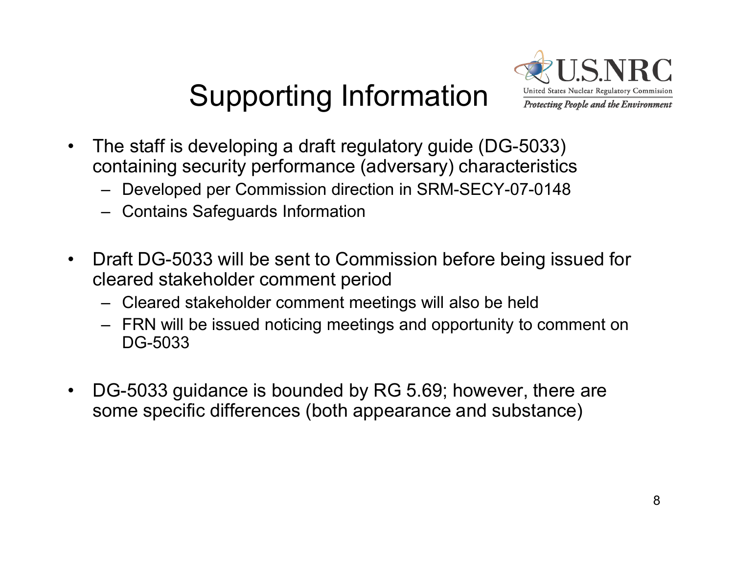# Supporting Information

- The staff is developing a draft regulatory guide (DG-5033) containing security performance (adversary) characteristics
  - Developed per Commission direction in SRM-SECY-07-0148
  - Contains Safeguards Information
- Draft DG-5033 will be sent to Commission before being issued for cleared stakeholder comment period
  - Cleared stakeholder comment meetings will also be held
  - FRN will be issued noticing meetings and opportunity to comment on DG-5033
- DG-5033 guidance is bounded by RG 5.69; however, there are some specific differences (both appearance and substance)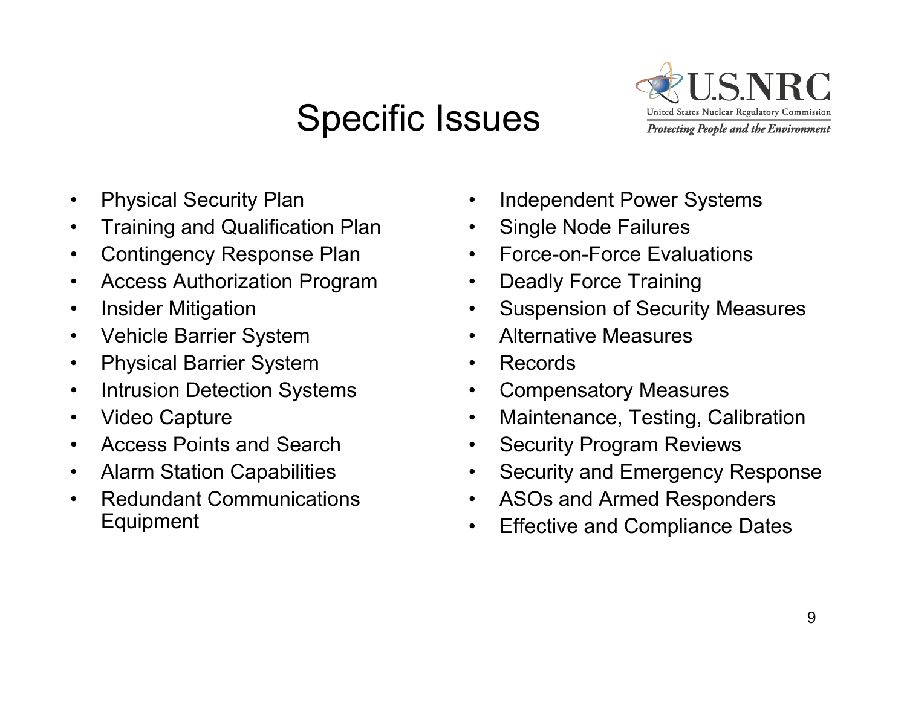# Specific Issues

- Physical Security Plan
- Training and Qualification Plan
- Contingency Response Plan
- Access Authorization Program
- Insider Mitigation
- Vehicle Barrier System
- Physical Barrier System
- Intrusion Detection Systems
- Video Capture
- Access Points and Search
- Alarm Station Capabilities
- Redundant Communications Equipment
- Independent Power Systems
- Single Node Failures
- Force-on-Force Evaluations
- Deadly Force Training
- Suspension of Security Measures
- Alternative Measures
- Records
- Compensatory Measures
- Maintenance, Testing, Calibration
- Security Program Reviews
- Security and Emergency Response
- ASOs and Armed Responders
- Effective and Compliance Dates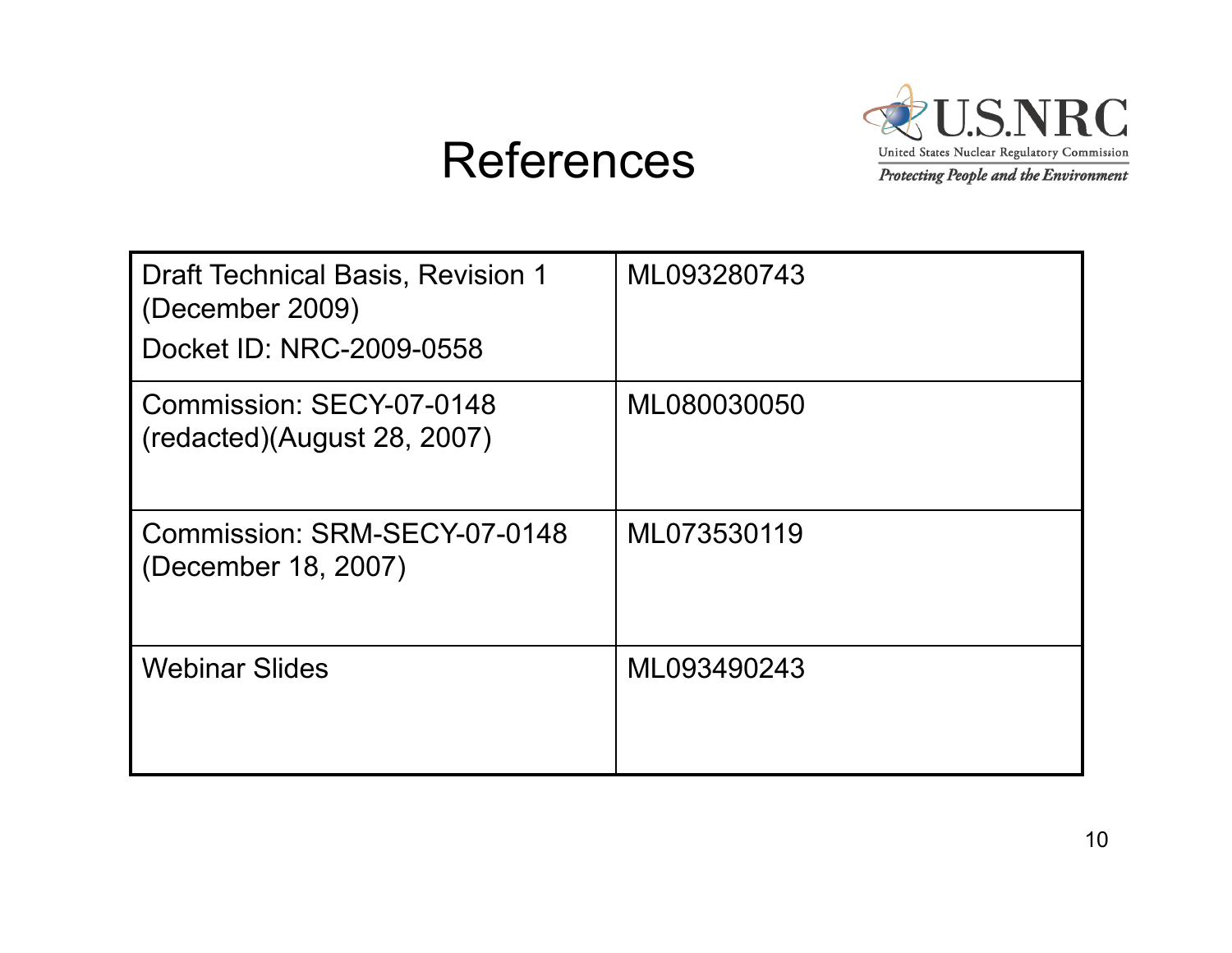# References

| | |
|---|---|
| Draft Technical Basis, Revision 1 (December 2009)<br>Docket ID: NRC-2009-0558 | ML093280743 |
| Commission: SECY-07-0148 (redacted)(August 28, 2007) | ML080030050 |
| Commission: SRM-SECY-07-0148 (December 18, 2007) | ML073530119 |
| Webinar Slides | ML093490243 |